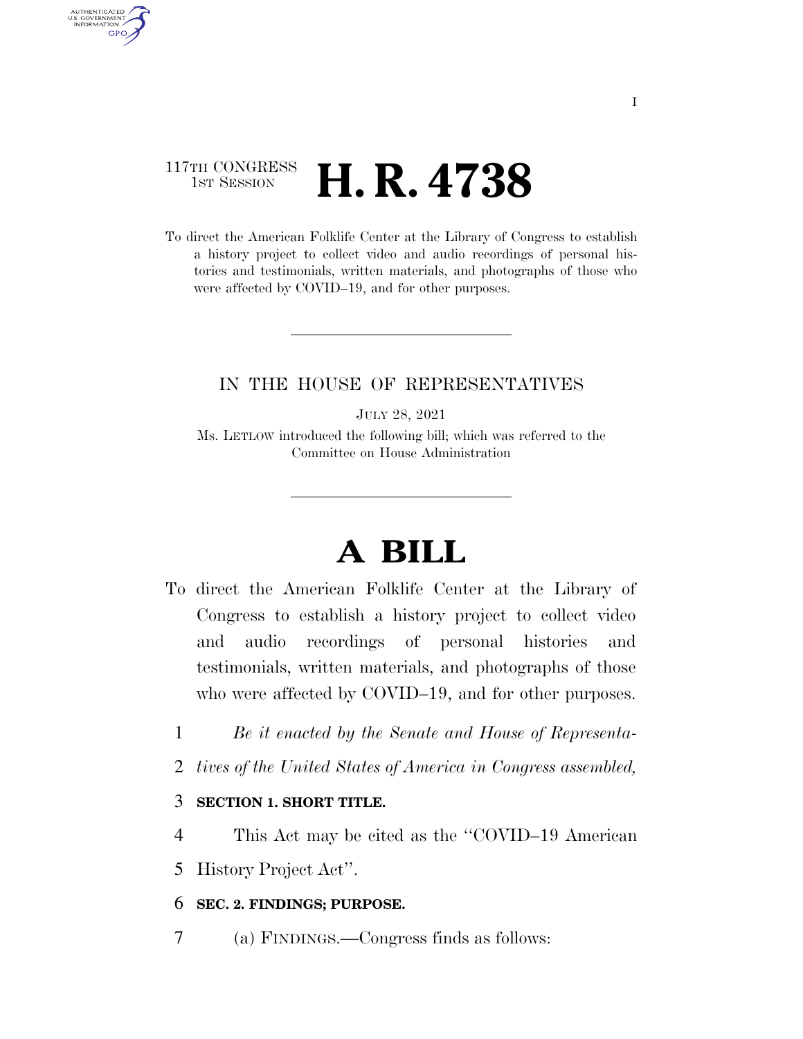117TH CONGRESS
1ST SESSION

# H. R. 4738

To direct the American Folklife Center at the Library of Congress to establish a history project to collect video and audio recordings of personal histories and testimonials, written materials, and photographs of those who were affected by COVID–19, and for other purposes.

IN THE HOUSE OF REPRESENTATIVES

JULY 28, 2021

Ms. LETLOW introduced the following bill; which was referred to the Committee on House Administration

# A BILL

To direct the American Folklife Center at the Library of Congress to establish a history project to collect video and audio recordings of personal histories and testimonials, written materials, and photographs of those who were affected by COVID–19, and for other purposes.

1 *Be it enacted by the Senate and House of Representa-*
2 *tives of the United States of America in Congress assembled,*

3 **SECTION 1. SHORT TITLE.**

4 This Act may be cited as the ''COVID–19 American
5 History Project Act''.

6 **SEC. 2. FINDINGS; PURPOSE.**

7 (a) FINDINGS.—Congress finds as follows: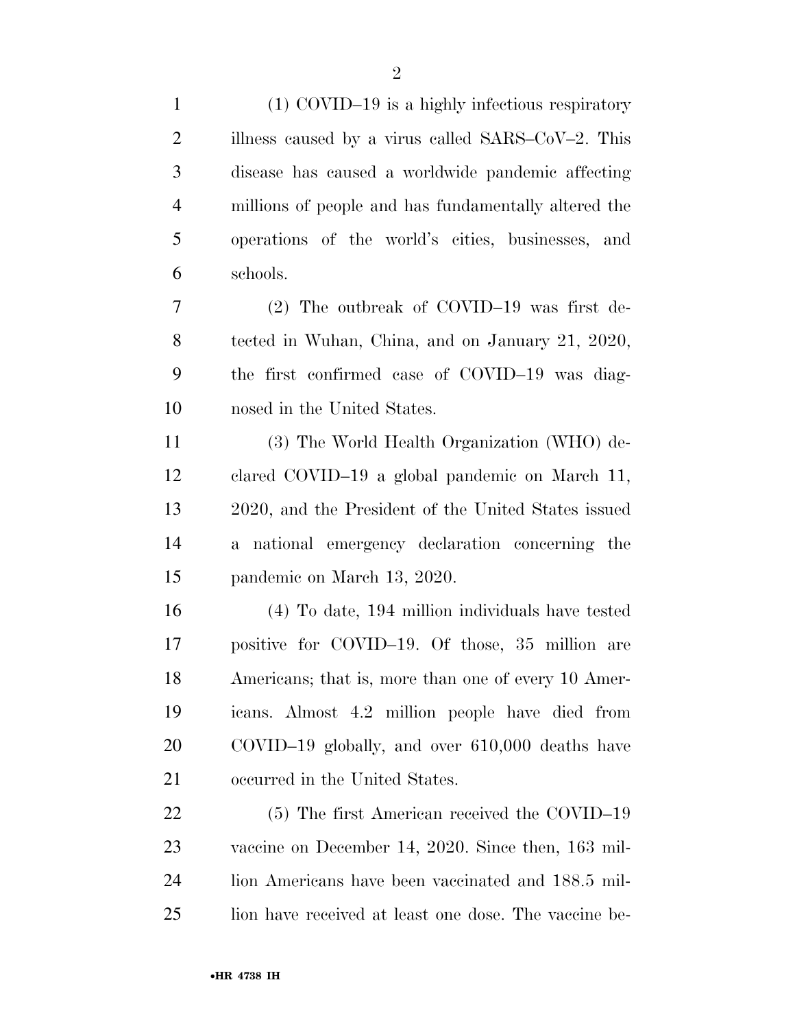(1) COVID–19 is a highly infectious respiratory illness caused by a virus called SARS–CoV–2. This disease has caused a worldwide pandemic affecting millions of people and has fundamentally altered the operations of the world's cities, businesses, and schools.

(2) The outbreak of COVID–19 was first detected in Wuhan, China, and on January 21, 2020, the first confirmed case of COVID–19 was diagnosed in the United States.

(3) The World Health Organization (WHO) declared COVID–19 a global pandemic on March 11, 2020, and the President of the United States issued a national emergency declaration concerning the pandemic on March 13, 2020.

(4) To date, 194 million individuals have tested positive for COVID–19. Of those, 35 million are Americans; that is, more than one of every 10 Americans. Almost 4.2 million people have died from COVID–19 globally, and over 610,000 deaths have occurred in the United States.

(5) The first American received the COVID–19 vaccine on December 14, 2020. Since then, 163 million Americans have been vaccinated and 188.5 million have received at least one dose. The vaccine be-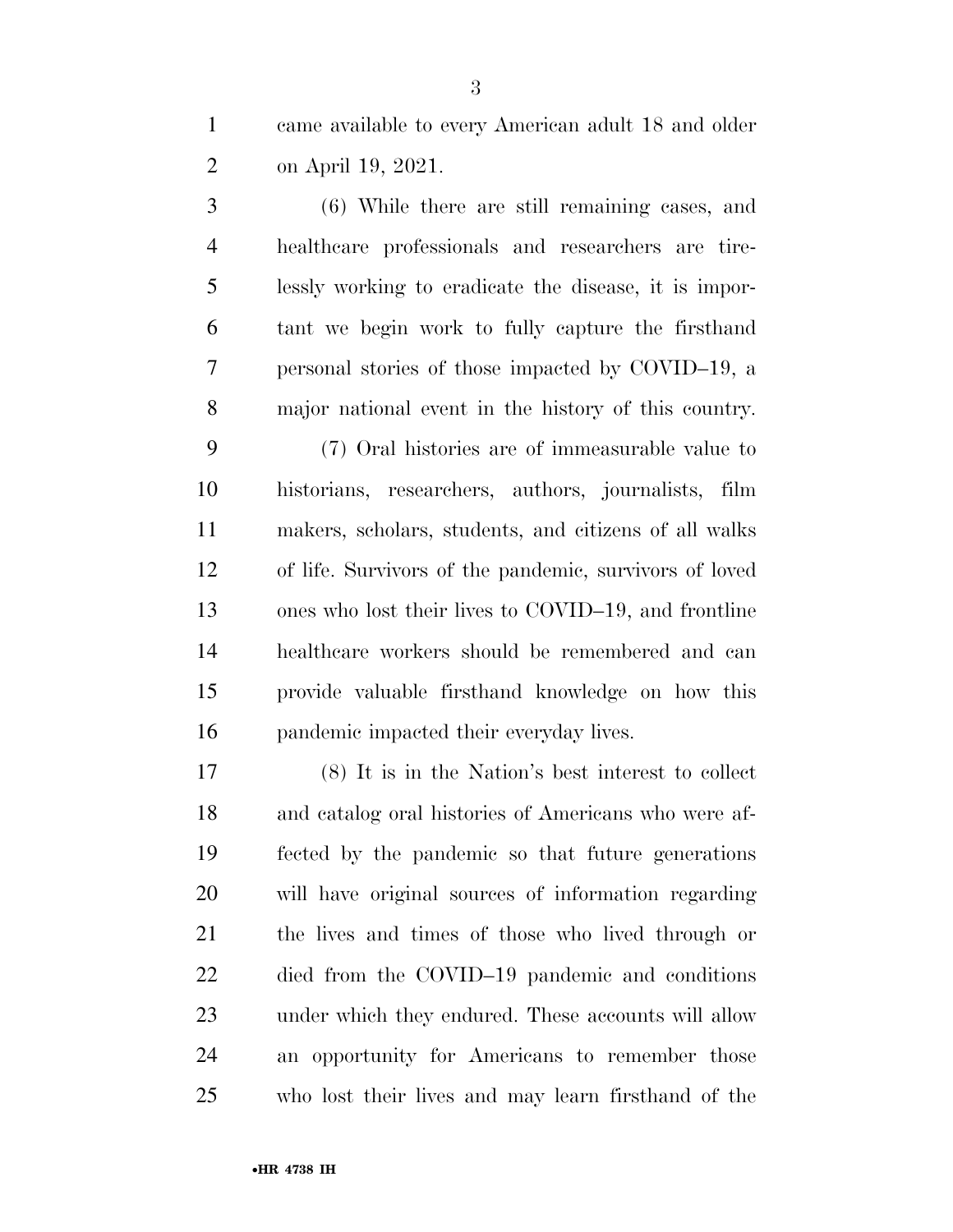came available to every American adult 18 and older on April 19, 2021.

(6) While there are still remaining cases, and healthcare professionals and researchers are tirelessly working to eradicate the disease, it is important we begin work to fully capture the firsthand personal stories of those impacted by COVID–19, a major national event in the history of this country.

(7) Oral histories are of immeasurable value to historians, researchers, authors, journalists, film makers, scholars, students, and citizens of all walks of life. Survivors of the pandemic, survivors of loved ones who lost their lives to COVID–19, and frontline healthcare workers should be remembered and can provide valuable firsthand knowledge on how this pandemic impacted their everyday lives.

(8) It is in the Nation's best interest to collect and catalog oral histories of Americans who were affected by the pandemic so that future generations will have original sources of information regarding the lives and times of those who lived through or died from the COVID–19 pandemic and conditions under which they endured. These accounts will allow an opportunity for Americans to remember those who lost their lives and may learn firsthand of the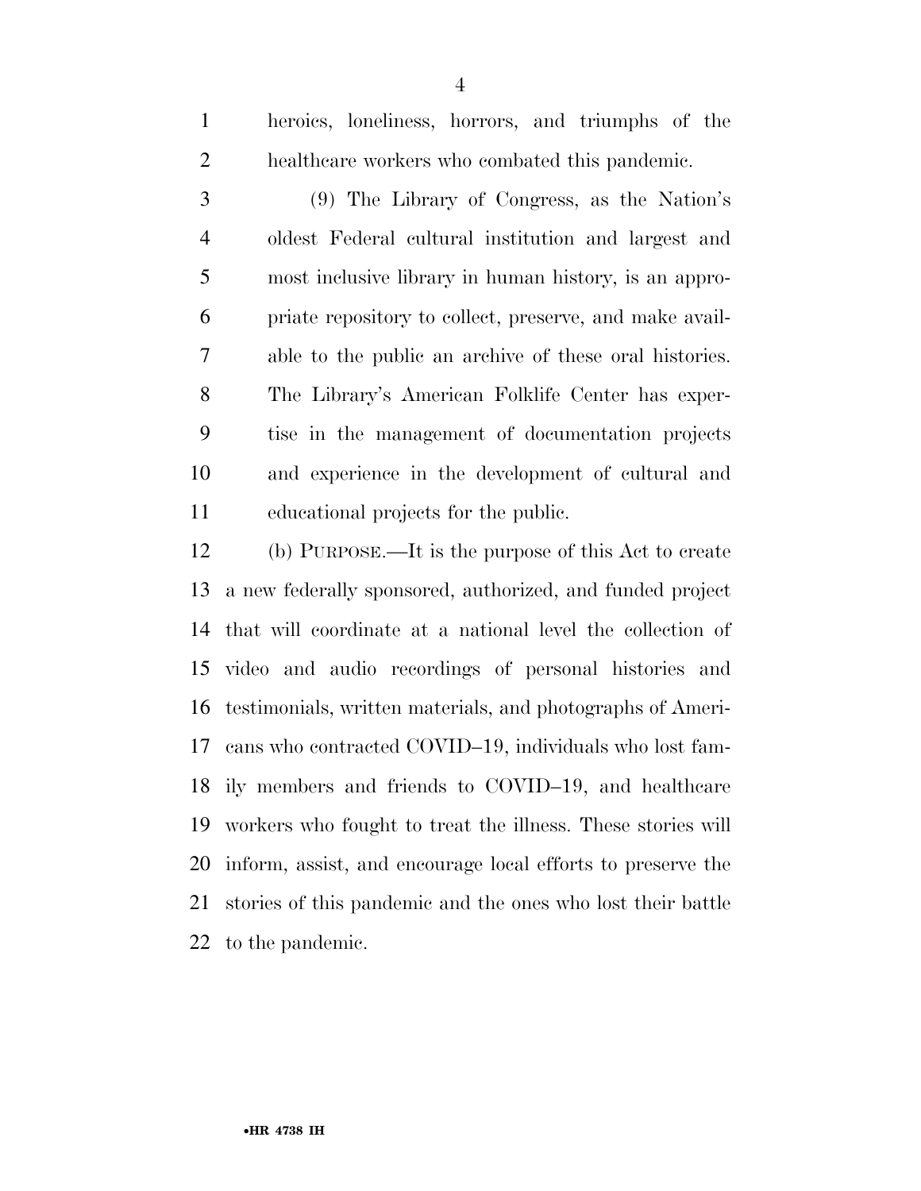heroics, loneliness, horrors, and triumphs of the healthcare workers who combated this pandemic.

(9) The Library of Congress, as the Nation's oldest Federal cultural institution and largest and most inclusive library in human history, is an appropriate repository to collect, preserve, and make available to the public an archive of these oral histories. The Library's American Folklife Center has expertise in the management of documentation projects and experience in the development of cultural and educational projects for the public.

(b) PURPOSE.—It is the purpose of this Act to create a new federally sponsored, authorized, and funded project that will coordinate at a national level the collection of video and audio recordings of personal histories and testimonials, written materials, and photographs of Americans who contracted COVID–19, individuals who lost family members and friends to COVID–19, and healthcare workers who fought to treat the illness. These stories will inform, assist, and encourage local efforts to preserve the stories of this pandemic and the ones who lost their battle to the pandemic.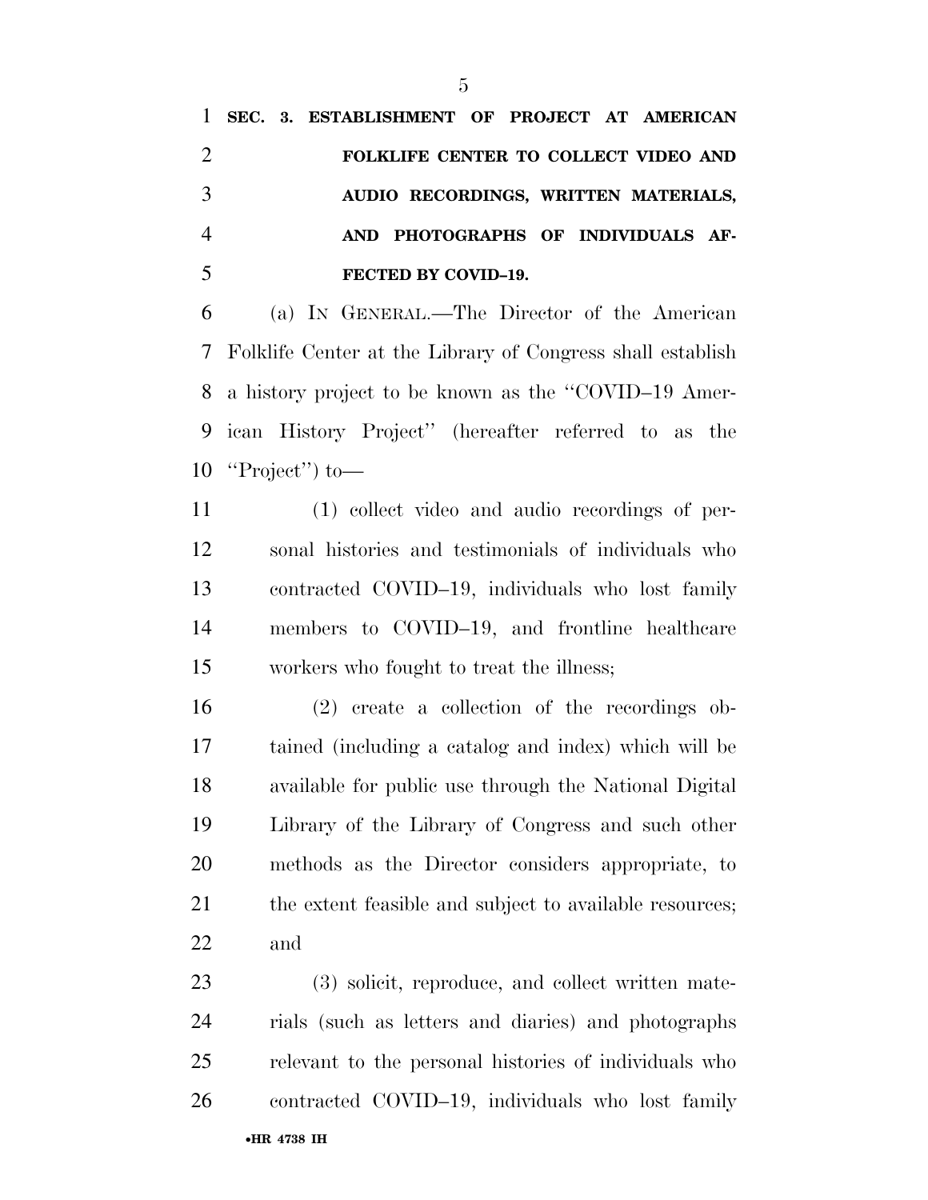**SEC. 3. ESTABLISHMENT OF PROJECT AT AMERICAN FOLKLIFE CENTER TO COLLECT VIDEO AND AUDIO RECORDINGS, WRITTEN MATERIALS, AND PHOTOGRAPHS OF INDIVIDUALS AFFECTED BY COVID–19.**

(a) IN GENERAL.—The Director of the American Folklife Center at the Library of Congress shall establish a history project to be known as the ''COVID–19 American History Project'' (hereafter referred to as the ''Project'') to—

(1) collect video and audio recordings of personal histories and testimonials of individuals who contracted COVID–19, individuals who lost family members to COVID–19, and frontline healthcare workers who fought to treat the illness;

(2) create a collection of the recordings obtained (including a catalog and index) which will be available for public use through the National Digital Library of the Library of Congress and such other methods as the Director considers appropriate, to the extent feasible and subject to available resources; and

(3) solicit, reproduce, and collect written materials (such as letters and diaries) and photographs relevant to the personal histories of individuals who contracted COVID–19, individuals who lost family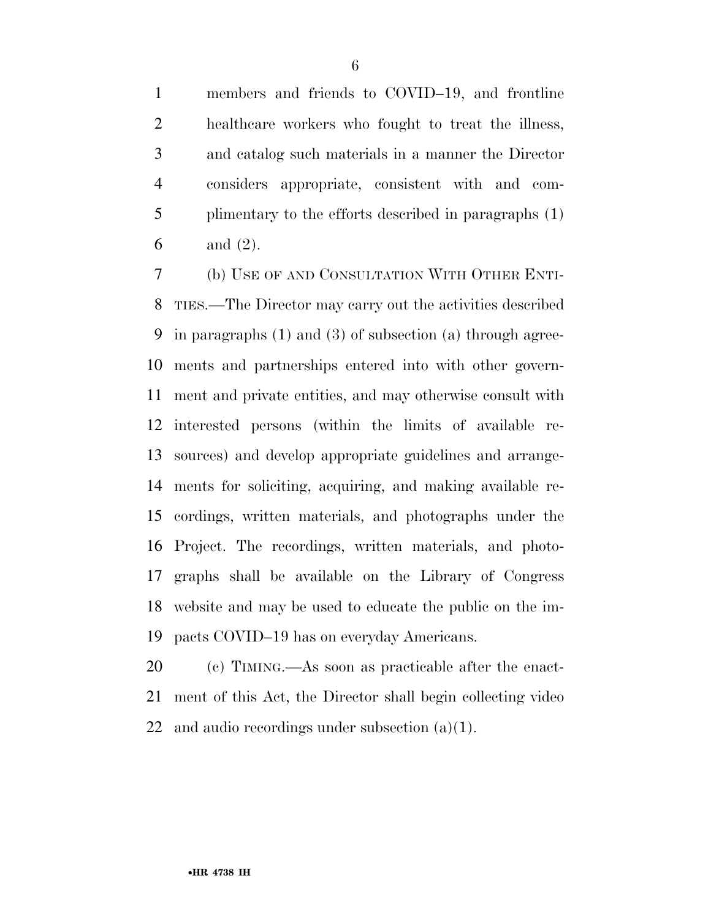members and friends to COVID–19, and frontline healthcare workers who fought to treat the illness, and catalog such materials in a manner the Director considers appropriate, consistent with and complimentary to the efforts described in paragraphs (1) and (2).

(b) USE OF AND CONSULTATION WITH OTHER ENTITIES.—The Director may carry out the activities described in paragraphs (1) and (3) of subsection (a) through agreements and partnerships entered into with other government and private entities, and may otherwise consult with interested persons (within the limits of available resources) and develop appropriate guidelines and arrangements for soliciting, acquiring, and making available recordings, written materials, and photographs under the Project. The recordings, written materials, and photographs shall be available on the Library of Congress website and may be used to educate the public on the impacts COVID–19 has on everyday Americans.

(c) TIMING.—As soon as practicable after the enactment of this Act, the Director shall begin collecting video and audio recordings under subsection (a)(1).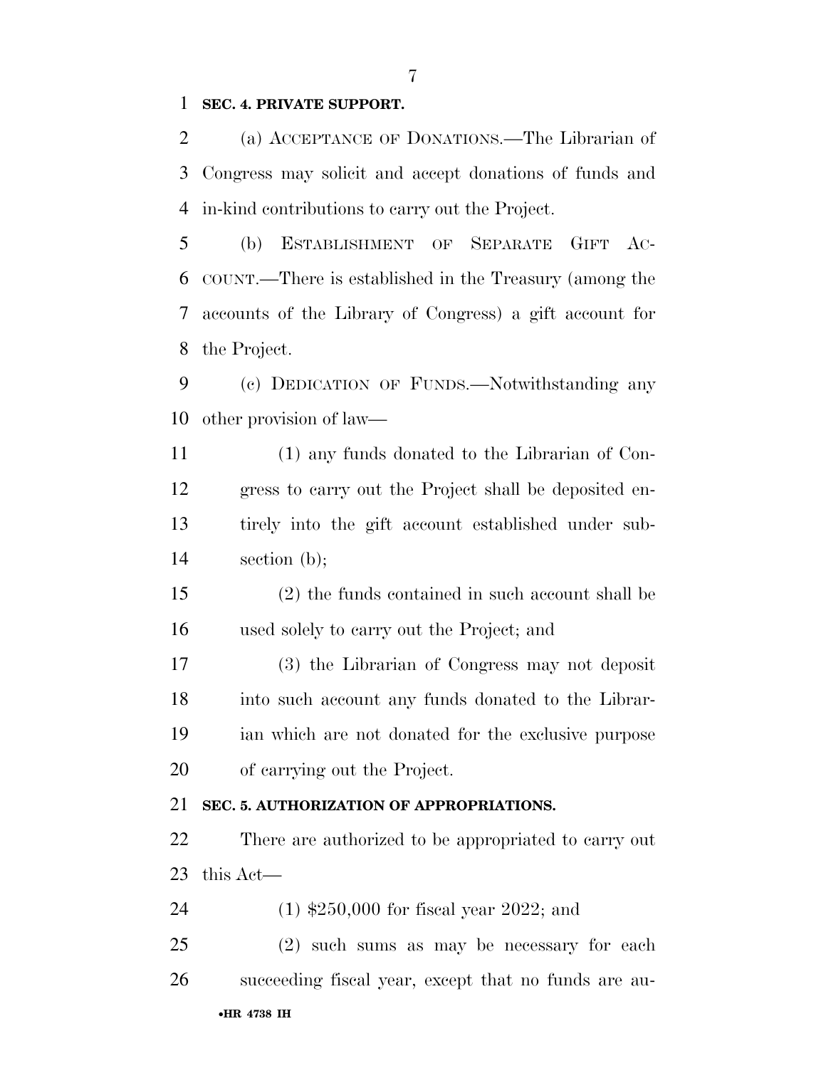**SEC. 4. PRIVATE SUPPORT.**

(a) ACCEPTANCE OF DONATIONS.—The Librarian of Congress may solicit and accept donations of funds and in-kind contributions to carry out the Project.

(b) ESTABLISHMENT OF SEPARATE GIFT ACCOUNT.—There is established in the Treasury (among the accounts of the Library of Congress) a gift account for the Project.

(c) DEDICATION OF FUNDS.—Notwithstanding any other provision of law—

(1) any funds donated to the Librarian of Congress to carry out the Project shall be deposited entirely into the gift account established under subsection (b);

(2) the funds contained in such account shall be used solely to carry out the Project; and

(3) the Librarian of Congress may not deposit into such account any funds donated to the Librarian which are not donated for the exclusive purpose of carrying out the Project.

**SEC. 5. AUTHORIZATION OF APPROPRIATIONS.**

There are authorized to be appropriated to carry out this Act—

(1) $250,000 for fiscal year 2022; and

(2) such sums as may be necessary for each succeeding fiscal year, except that no funds are au-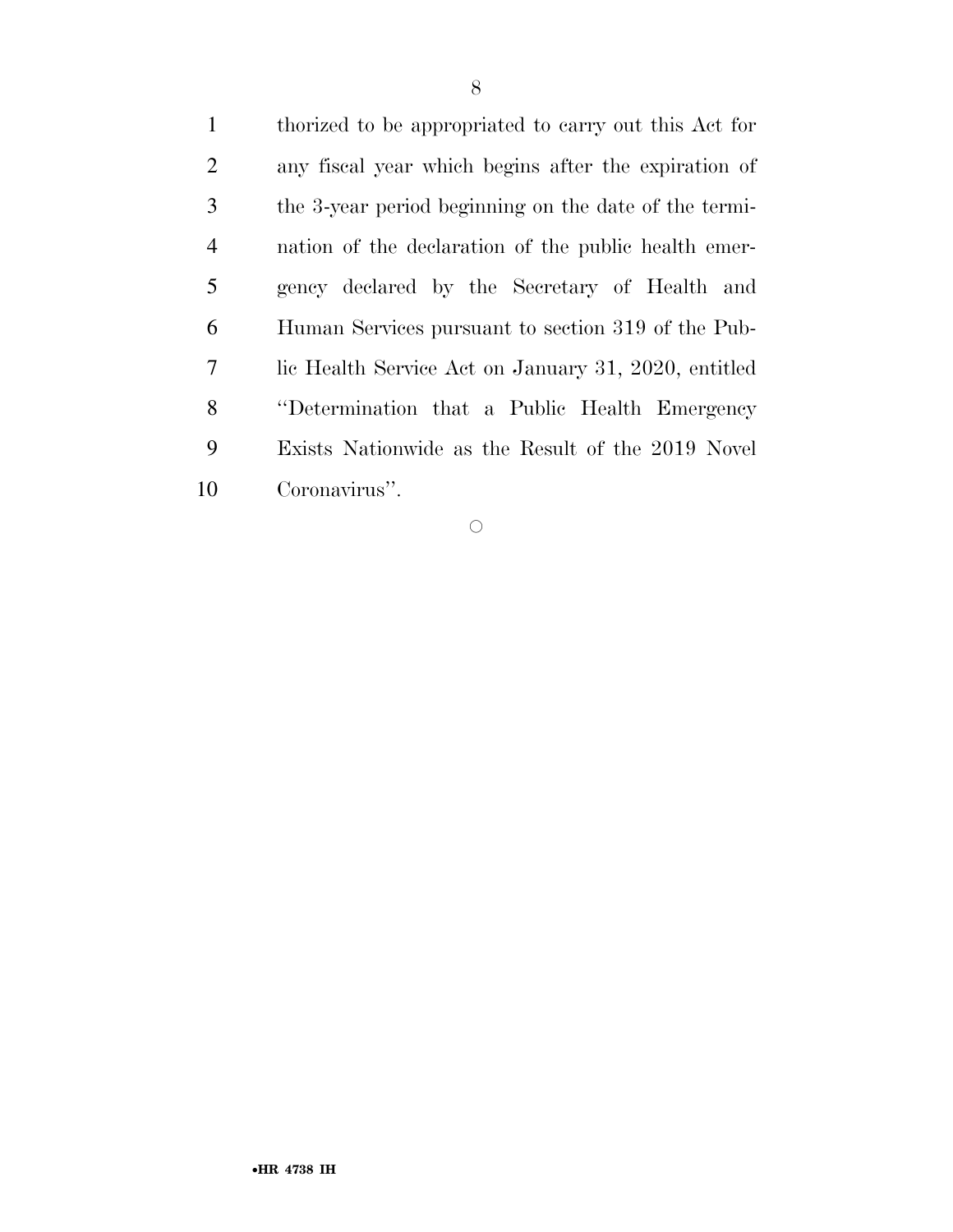thorized to be appropriated to carry out this Act for any fiscal year which begins after the expiration of the 3-year period beginning on the date of the termination of the declaration of the public health emergency declared by the Secretary of Health and Human Services pursuant to section 319 of the Public Health Service Act on January 31, 2020, entitled "Determination that a Public Health Emergency Exists Nationwide as the Result of the 2019 Novel Coronavirus".